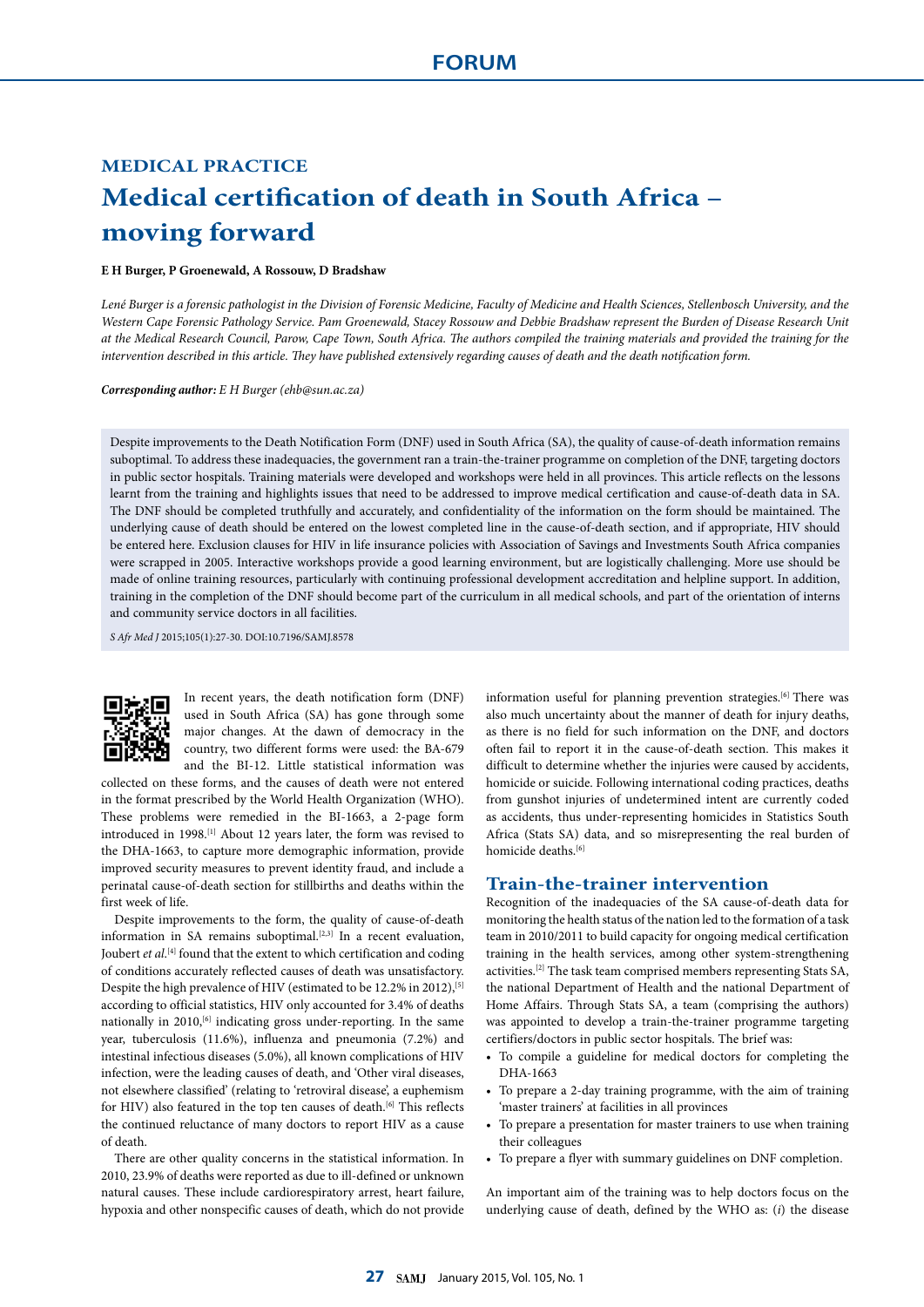FORUM

MEDICAL PRACTICE

# Medical certification of death in South Africa – moving forward

**E H Burger, P Groenewald, A Rossouw, D Bradshaw**

*Lené Burger is a forensic pathologist in the Division of Forensic Medicine, Faculty of Medicine and Health Sciences, Stellenbosch University, and the Western Cape Forensic Pathology Service. Pam Groenewald, Stacey Rossouw and Debbie Bradshaw represent the Burden of Disease Research Unit at the Medical Research Council, Parow, Cape Town, South Africa. The authors compiled the training materials and provided the training for the intervention described in this article. They have published extensively regarding causes of death and the death notification form.*

***Corresponding author:*** *E H Burger (ehb@sun.ac.za)*

Despite improvements to the Death Notification Form (DNF) used in South Africa (SA), the quality of cause-of-death information remains suboptimal. To address these inadequacies, the government ran a train-the-trainer programme on completion of the DNF, targeting doctors in public sector hospitals. Training materials were developed and workshops were held in all provinces. This article reflects on the lessons learnt from the training and highlights issues that need to be addressed to improve medical certification and cause-of-death data in SA. The DNF should be completed truthfully and accurately, and confidentiality of the information on the form should be maintained. The underlying cause of death should be entered on the lowest completed line in the cause-of-death section, and if appropriate, HIV should be entered here. Exclusion clauses for HIV in life insurance policies with Association of Savings and Investments South Africa companies were scrapped in 2005. Interactive workshops provide a good learning environment, but are logistically challenging. More use should be made of online training resources, particularly with continuing professional development accreditation and helpline support. In addition, training in the completion of the DNF should become part of the curriculum in all medical schools, and part of the orientation of interns and community service doctors in all facilities.

*S Afr Med J* 2015;105(1):27-30. DOI:10.7196/SAMJ.8578

In recent years, the death notification form (DNF) used in South Africa (SA) has gone through some major changes. At the dawn of democracy in the country, two different forms were used: the BA-679 and the BI-12. Little statistical information was collected on these forms, and the causes of death were not entered in the format prescribed by the World Health Organization (WHO). These problems were remedied in the BI-1663, a 2-page form introduced in 1998.[1] About 12 years later, the form was revised to the DHA-1663, to capture more demographic information, provide improved security measures to prevent identity fraud, and include a perinatal cause-of-death section for stillbirths and deaths within the first week of life.

Despite improvements to the form, the quality of cause-of-death information in SA remains suboptimal.[2,3] In a recent evaluation, Joubert *et al*.[4] found that the extent to which certification and coding of conditions accurately reflected causes of death was unsatisfactory. Despite the high prevalence of HIV (estimated to be 12.2% in 2012),[5] according to official statistics, HIV only accounted for 3.4% of deaths nationally in 2010,[6] indicating gross under-reporting. In the same year, tuberculosis (11.6%), influenza and pneumonia (7.2%) and intestinal infectious diseases (5.0%), all known complications of HIV infection, were the leading causes of death, and 'Other viral diseases, not elsewhere classified' (relating to 'retroviral disease', a euphemism for HIV) also featured in the top ten causes of death.[6] This reflects the continued reluctance of many doctors to report HIV as a cause of death.

There are other quality concerns in the statistical information. In 2010, 23.9% of deaths were reported as due to ill-defined or unknown natural causes. These include cardiorespiratory arrest, heart failure, hypoxia and other nonspecific causes of death, which do not provide information useful for planning prevention strategies.[6] There was also much uncertainty about the manner of death for injury deaths, as there is no field for such information on the DNF, and doctors often fail to report it in the cause-of-death section. This makes it difficult to determine whether the injuries were caused by accidents, homicide or suicide. Following international coding practices, deaths from gunshot injuries of undetermined intent are currently coded as accidents, thus under-representing homicides in Statistics South Africa (Stats SA) data, and so misrepresenting the real burden of homicide deaths.[6]

## Train-the-trainer intervention

Recognition of the inadequacies of the SA cause-of-death data for monitoring the health status of the nation led to the formation of a task team in 2010/2011 to build capacity for ongoing medical certification training in the health services, among other system-strengthening activities.[2] The task team comprised members representing Stats SA, the national Department of Health and the national Department of Home Affairs. Through Stats SA, a team (comprising the authors) was appointed to develop a train-the-trainer programme targeting certifiers/doctors in public sector hospitals. The brief was:

- To compile a guideline for medical doctors for completing the DHA-1663
- To prepare a 2-day training programme, with the aim of training 'master trainers' at facilities in all provinces
- To prepare a presentation for master trainers to use when training their colleagues
- To prepare a flyer with summary guidelines on DNF completion.

An important aim of the training was to help doctors focus on the underlying cause of death, defined by the WHO as: (*i*) the disease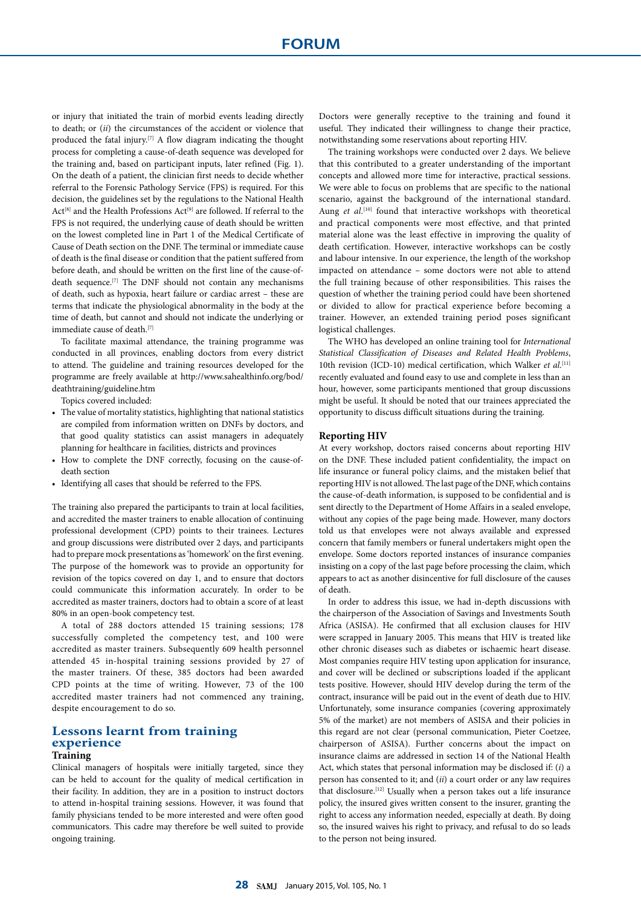or injury that initiated the train of morbid events leading directly to death; or (*ii*) the circumstances of the accident or violence that produced the fatal injury.[7] A flow diagram indicating the thought process for completing a cause-of-death sequence was developed for the training and, based on participant inputs, later refined (Fig. 1). On the death of a patient, the clinician first needs to decide whether referral to the Forensic Pathology Service (FPS) is required. For this decision, the guidelines set by the regulations to the National Health Act[8] and the Health Professions Act[9] are followed. If referral to the FPS is not required, the underlying cause of death should be written on the lowest completed line in Part 1 of the Medical Certificate of Cause of Death section on the DNF. The terminal or immediate cause of death is the final disease or condition that the patient suffered from before death, and should be written on the first line of the cause-of-death sequence.[7] The DNF should not contain any mechanisms of death, such as hypoxia, heart failure or cardiac arrest – these are terms that indicate the physiological abnormality in the body at the time of death, but cannot and should not indicate the underlying or immediate cause of death.[7]

To facilitate maximal attendance, the training programme was conducted in all provinces, enabling doctors from every district to attend. The guideline and training resources developed for the programme are freely available at http://www.sahealthinfo.org/bod/deathtraining/guideline.htm

Topics covered included:

- The value of mortality statistics, highlighting that national statistics are compiled from information written on DNFs by doctors, and that good quality statistics can assist managers in adequately planning for healthcare in facilities, districts and provinces
- How to complete the DNF correctly, focusing on the cause-of-death section
- Identifying all cases that should be referred to the FPS.

The training also prepared the participants to train at local facilities, and accredited the master trainers to enable allocation of continuing professional development (CPD) points to their trainees. Lectures and group discussions were distributed over 2 days, and participants had to prepare mock presentations as 'homework' on the first evening. The purpose of the homework was to provide an opportunity for revision of the topics covered on day 1, and to ensure that doctors could communicate this information accurately. In order to be accredited as master trainers, doctors had to obtain a score of at least 80% in an open-book competency test.

A total of 288 doctors attended 15 training sessions; 178 successfully completed the competency test, and 100 were accredited as master trainers. Subsequently 609 health personnel attended 45 in-hospital training sessions provided by 27 of the master trainers. Of these, 385 doctors had been awarded CPD points at the time of writing. However, 73 of the 100 accredited master trainers had not commenced any training, despite encouragement to do so.

## Lessons learnt from training experience

### Training

Clinical managers of hospitals were initially targeted, since they can be held to account for the quality of medical certification in their facility. In addition, they are in a position to instruct doctors to attend in-hospital training sessions. However, it was found that family physicians tended to be more interested and were often good communicators. This cadre may therefore be well suited to provide ongoing training.

Doctors were generally receptive to the training and found it useful. They indicated their willingness to change their practice, notwithstanding some reservations about reporting HIV.

The training workshops were conducted over 2 days. We believe that this contributed to a greater understanding of the important concepts and allowed more time for interactive, practical sessions. We were able to focus on problems that are specific to the national scenario, against the background of the international standard. Aung *et al*.[10] found that interactive workshops with theoretical and practical components were most effective, and that printed material alone was the least effective in improving the quality of death certification. However, interactive workshops can be costly and labour intensive. In our experience, the length of the workshop impacted on attendance – some doctors were not able to attend the full training because of other responsibilities. This raises the question of whether the training period could have been shortened or divided to allow for practical experience before becoming a trainer. However, an extended training period poses significant logistical challenges.

The WHO has developed an online training tool for *International Statistical Classification of Diseases and Related Health Problems*, 10th revision (ICD-10) medical certification, which Walker *et al*.[11] recently evaluated and found easy to use and complete in less than an hour, however, some participants mentioned that group discussions might be useful. It should be noted that our trainees appreciated the opportunity to discuss difficult situations during the training.

### Reporting HIV

At every workshop, doctors raised concerns about reporting HIV on the DNF. These included patient confidentiality, the impact on life insurance or funeral policy claims, and the mistaken belief that reporting HIV is not allowed. The last page of the DNF, which contains the cause-of-death information, is supposed to be confidential and is sent directly to the Department of Home Affairs in a sealed envelope, without any copies of the page being made. However, many doctors told us that envelopes were not always available and expressed concern that family members or funeral undertakers might open the envelope. Some doctors reported instances of insurance companies insisting on a copy of the last page before processing the claim, which appears to act as another disincentive for full disclosure of the causes of death.

In order to address this issue, we had in-depth discussions with the chairperson of the Association of Savings and Investments South Africa (ASISA). He confirmed that all exclusion clauses for HIV were scrapped in January 2005. This means that HIV is treated like other chronic diseases such as diabetes or ischaemic heart disease. Most companies require HIV testing upon application for insurance, and cover will be declined or subscriptions loaded if the applicant tests positive. However, should HIV develop during the term of the contract, insurance will be paid out in the event of death due to HIV. Unfortunately, some insurance companies (covering approximately 5% of the market) are not members of ASISA and their policies in this regard are not clear (personal communication, Pieter Coetzee, chairperson of ASISA). Further concerns about the impact on insurance claims are addressed in section 14 of the National Health Act, which states that personal information may be disclosed if: (*i*) a person has consented to it; and (*ii*) a court order or any law requires that disclosure.[12] Usually when a person takes out a life insurance policy, the insured gives written consent to the insurer, granting the right to access any information needed, especially at death. By doing so, the insured waives his right to privacy, and refusal to do so leads to the person not being insured.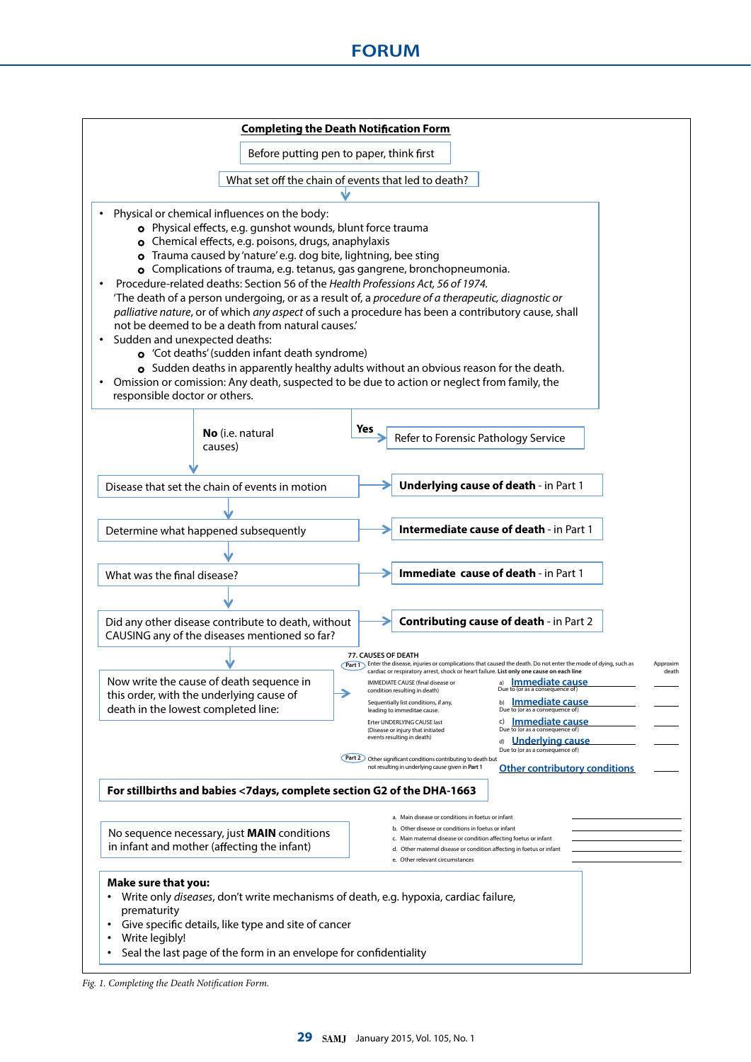## Completing the Death Notification Form

Before putting pen to paper, think first

What set off the chain of events that led to death?

- Physical or chemical influences on the body:
  - Physical effects, e.g. gunshot wounds, blunt force trauma
  - Chemical effects, e.g. poisons, drugs, anaphylaxis
  - Trauma caused by 'nature' e.g. dog bite, lightning, bee sting
  - Complications of trauma, e.g. tetanus, gas gangrene, bronchopneumonia.
- Procedure-related deaths: Section 56 of the *Health Professions Act, 56 of 1974.* 'The death of a person undergoing, or as a result of, a *procedure of a therapeutic, diagnostic or palliative nature*, or of which *any aspect* of such a procedure has been a contributory cause, shall not be deemed to be a death from natural causes.'
- Sudden and unexpected deaths:
  - 'Cot deaths' (sudden infant death syndrome)
  - Sudden deaths in apparently healthy adults without an obvious reason for the death.
- Omission or comission: Any death, suspected to be due to action or neglect from family, the responsible doctor or others.

**Yes** → Refer to Forensic Pathology Service

**No** (i.e. natural causes) ↓

Disease that set the chain of events in motion → **Underlying cause of death** - in Part 1

Determine what happened subsequently → **Intermediate cause of death** - in Part 1

What was the final disease? → **Immediate cause of death** - in Part 1

Did any other disease contribute to death, without CAUSING any of the diseases mentioned so far? → **Contributing cause of death** - in Part 2

Now write the cause of death sequence in this order, with the underlying cause of death in the lowest completed line: →

77. CAUSES OF DEATH

Part 1 Enter the disease, injuries or complications that caused the death. Do not enter the mode of dying, such as cardiac or respiratory arrest, shock or heart failure. **List only one cause on each line** — Approxim death

IMMEDIATE CAUSE (final disease or condition resulting in death) — a) Immediate cause; Due to (or as a consequence of)

Sequentially list conditions, if any, leading to immediate cause. — b) Immediate cause; Due to (or as a consequence of)

Erter UNDERLYING CAUSE last (Disease or injury that initiated events resulting in death) — c) Immediate cause; Due to (or as a consequence of) — d) Underlying cause; Due to (or as a consequence of)

Part 2 Other significant conditions contributing to death but not resulting in underlying cause given in **Part 1** — Other contributory conditions

**For stillbirths and babies <7days, complete section G2 of the DHA-1663**

No sequence necessary, just **MAIN** conditions in infant and mother (affecting the infant)

a. Main disease or conditions in foetus or infant
b. Other disease or conditions in foetus or infant
c. Main maternal disease or condition affecting foetus or infant
d. Other maternal disease or condition affecting in foetus or infant
e. Other relevant circumstances

**Make sure that you:**

- Write only *diseases*, don't write mechanisms of death, e.g. hypoxia, cardiac failure, prematurity
- Give specific details, like type and site of cancer
- Write legibly!
- Seal the last page of the form in an envelope for confidentiality

*Fig. 1. Completing the Death Notification Form.*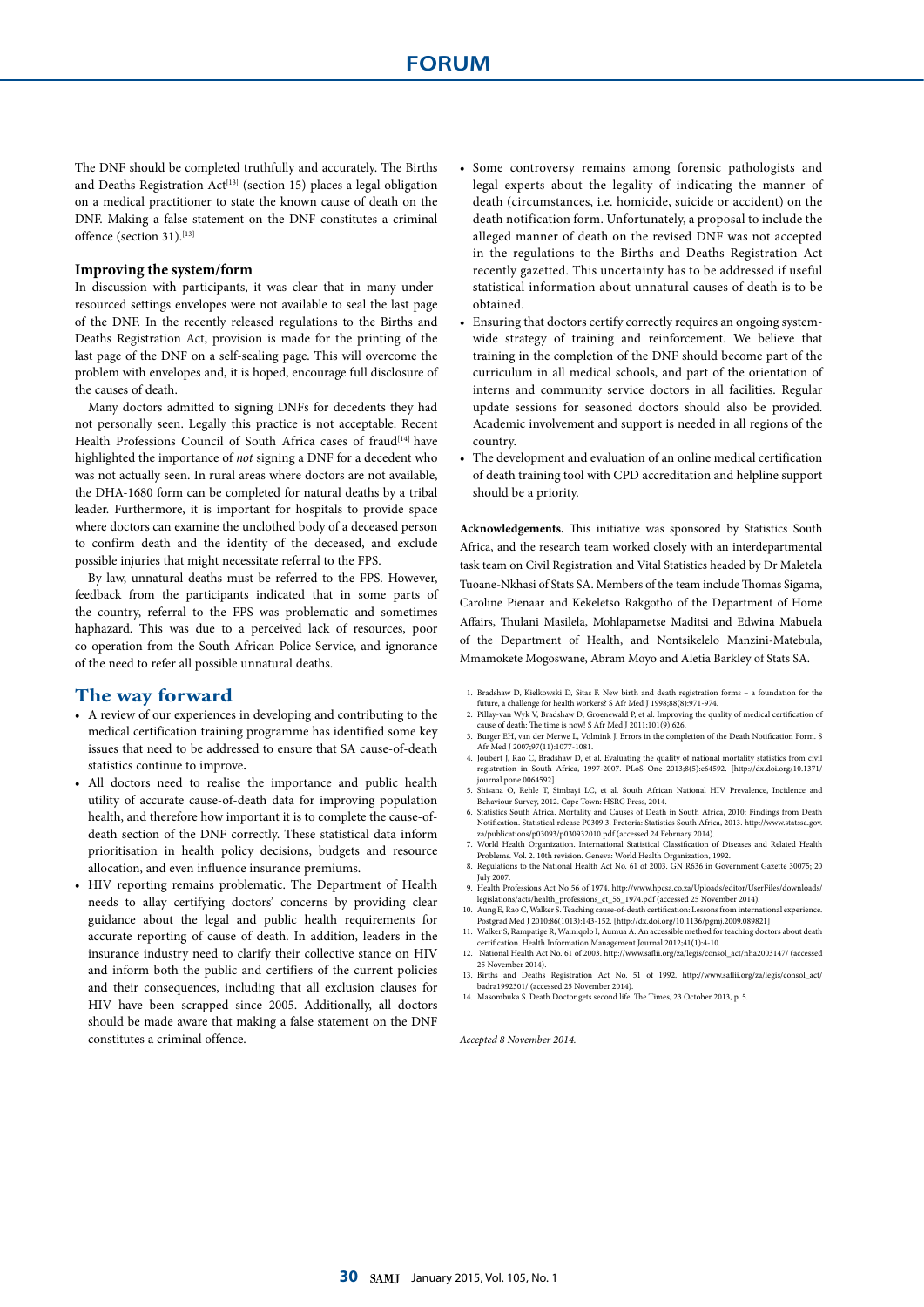The DNF should be completed truthfully and accurately. The Births and Deaths Registration Act[13] (section 15) places a legal obligation on a medical practitioner to state the known cause of death on the DNF. Making a false statement on the DNF constitutes a criminal offence (section 31).[13]

### Improving the system/form

In discussion with participants, it was clear that in many under-resourced settings envelopes were not available to seal the last page of the DNF. In the recently released regulations to the Births and Deaths Registration Act, provision is made for the printing of the last page of the DNF on a self-sealing page. This will overcome the problem with envelopes and, it is hoped, encourage full disclosure of the causes of death.

Many doctors admitted to signing DNFs for decedents they had not personally seen. Legally this practice is not acceptable. Recent Health Professions Council of South Africa cases of fraud[14] have highlighted the importance of *not* signing a DNF for a decedent who was not actually seen. In rural areas where doctors are not available, the DHA-1680 form can be completed for natural deaths by a tribal leader. Furthermore, it is important for hospitals to provide space where doctors can examine the unclothed body of a deceased person to confirm death and the identity of the deceased, and exclude possible injuries that might necessitate referral to the FPS.

By law, unnatural deaths must be referred to the FPS. However, feedback from the participants indicated that in some parts of the country, referral to the FPS was problematic and sometimes haphazard. This was due to a perceived lack of resources, poor co-operation from the South African Police Service, and ignorance of the need to refer all possible unnatural deaths.

## The way forward

- A review of our experiences in developing and contributing to the medical certification training programme has identified some key issues that need to be addressed to ensure that SA cause-of-death statistics continue to improve**.**
- All doctors need to realise the importance and public health utility of accurate cause-of-death data for improving population health, and therefore how important it is to complete the cause-of-death section of the DNF correctly. These statistical data inform prioritisation in health policy decisions, budgets and resource allocation, and even influence insurance premiums.
- HIV reporting remains problematic. The Department of Health needs to allay certifying doctors' concerns by providing clear guidance about the legal and public health requirements for accurate reporting of cause of death. In addition, leaders in the insurance industry need to clarify their collective stance on HIV and inform both the public and certifiers of the current policies and their consequences, including that all exclusion clauses for HIV have been scrapped since 2005. Additionally, all doctors should be made aware that making a false statement on the DNF constitutes a criminal offence.
- Some controversy remains among forensic pathologists and legal experts about the legality of indicating the manner of death (circumstances, i.e. homicide, suicide or accident) on the death notification form. Unfortunately, a proposal to include the alleged manner of death on the revised DNF was not accepted in the regulations to the Births and Deaths Registration Act recently gazetted. This uncertainty has to be addressed if useful statistical information about unnatural causes of death is to be obtained.
- Ensuring that doctors certify correctly requires an ongoing system-wide strategy of training and reinforcement. We believe that training in the completion of the DNF should become part of the curriculum in all medical schools, and part of the orientation of interns and community service doctors in all facilities. Regular update sessions for seasoned doctors should also be provided. Academic involvement and support is needed in all regions of the country.
- The development and evaluation of an online medical certification of death training tool with CPD accreditation and helpline support should be a priority.

**Acknowledgements.** This initiative was sponsored by Statistics South Africa, and the research team worked closely with an interdepartmental task team on Civil Registration and Vital Statistics headed by Dr Maletela Tuoane-Nkhasi of Stats SA. Members of the team include Thomas Sigama, Caroline Pienaar and Kekeletso Rakgotho of the Department of Home Affairs, Thulani Masilela, Mohlapametse Maditsi and Edwina Mabuela of the Department of Health, and Nontsikelelo Manzini-Matebula, Mmamokete Mogoswane, Abram Moyo and Aletia Barkley of Stats SA.

1. Bradshaw D, Kielkowski D, Sitas F. New birth and death registration forms – a foundation for the future, a challenge for health workers? S Afr Med J 1998;88(8):971-974.
2. Pillay-van Wyk V, Bradshaw D, Groenewald P, et al. Improving the quality of medical certification of cause of death: The time is now! S Afr Med J 2011;101(9):626.
3. Burger EH, van der Merwe L, Volmink J. Errors in the completion of the Death Notification Form. S Afr Med J 2007;97(11):1077-1081.
4. Joubert J, Rao C, Bradshaw D, et al. Evaluating the quality of national mortality statistics from civil registration in South Africa, 1997-2007. PLoS One 2013;8(5):e64592. [http://dx.doi.org/10.1371/journal.pone.0064592]
5. Shisana O, Rehle T, Simbayi LC, et al. South African National HIV Prevalence, Incidence and Behaviour Survey, 2012. Cape Town: HSRC Press, 2014.
6. Statistics South Africa. Mortality and Causes of Death in South Africa, 2010: Findings from Death Notification. Statistical release P0309.3. Pretoria: Statistics South Africa, 2013. http://www.statssa.gov.za/publications/p03093/p030932010.pdf (accessed 24 February 2014).
7. World Health Organization. International Statistical Classification of Diseases and Related Health Problems. Vol. 2. 10th revision. Geneva: World Health Organization, 1992.
8. Regulations to the National Health Act No. 61 of 2003. GN R636 in Government Gazette 30075; 20 July 2007.
9. Health Professions Act No 56 of 1974. http://www.hpcsa.co.za/Uploads/editor/UserFiles/downloads/legislations/acts/health_professions_ct_56_1974.pdf (accessed 25 November 2014).
10. Aung E, Rao C, Walker S. Teaching cause-of-death certification: Lessons from international experience. Postgrad Med J 2010;86(1013):143-152. [http://dx.doi.org/10.1136/pgmj.2009.089821]
11. Walker S, Rampatige R, Wainiqolo I, Aumua A. An accessible method for teaching doctors about death certification. Health Information Management Journal 2012;41(1):4-10.
12. National Health Act No. 61 of 2003. http://www.saflii.org/za/legis/consol_act/nha2003147/ (accessed 25 November 2014).
13. Births and Deaths Registration Act No. 51 of 1992. http://www.saflii.org/za/legis/consol_act/badra1992301/ (accessed 25 November 2014).
14. Masombuka S. Death Doctor gets second life. The Times, 23 October 2013, p. 5.

*Accepted 8 November 2014.*